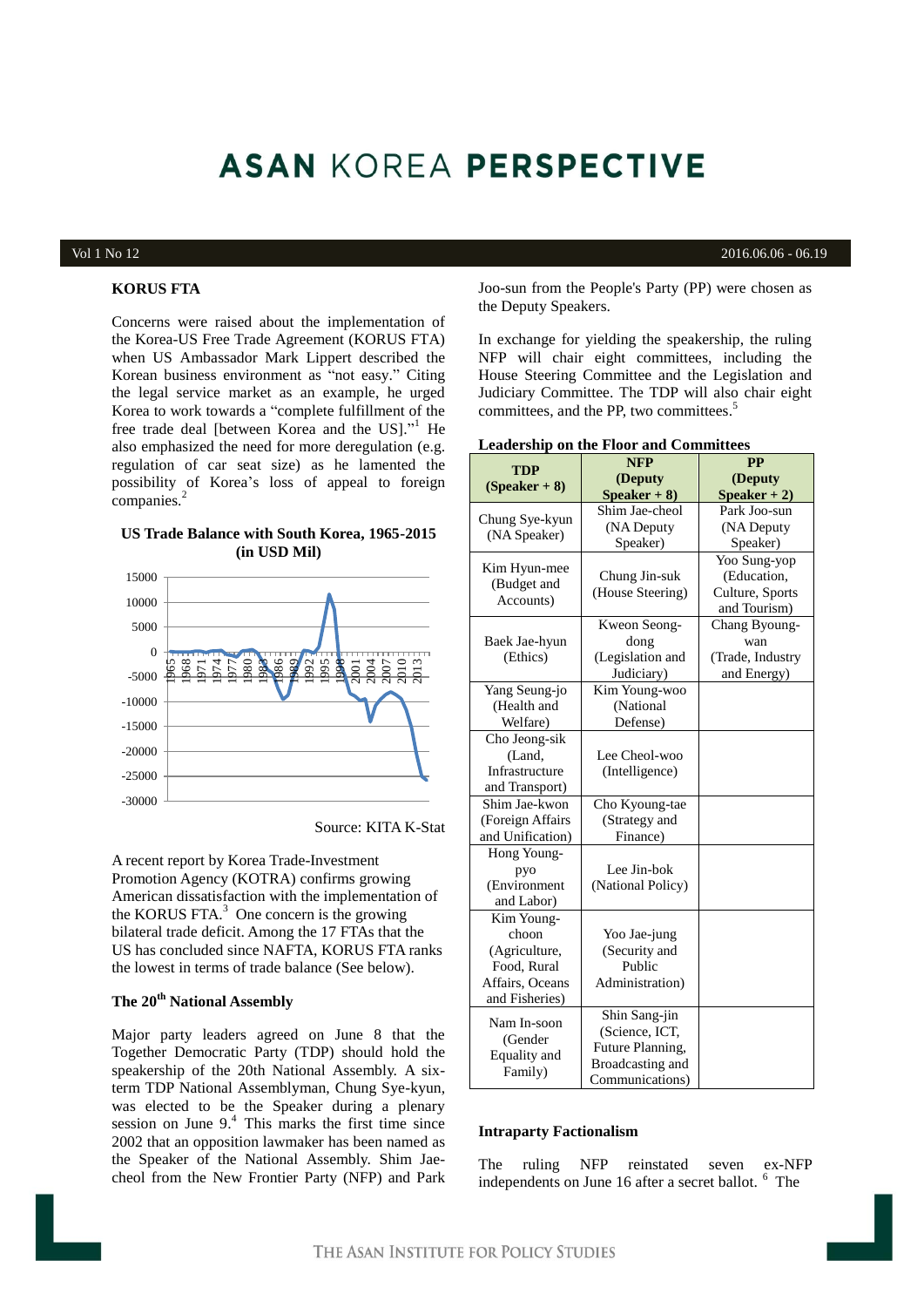# ASAN KOREA PERSPECTIVE

Vol 1 No 12 — 2016.06.06 - 06.19

## KORUS FTA

Concerns were raised about the implementation of the Korea-US Free Trade Agreement (KORUS FTA) when US Ambassador Mark Lippert described the Korean business environment as "not easy." Citing the legal service market as an example, he urged Korea to work towards a "complete fulfillment of the free trade deal [between Korea and the US]."[1] He also emphasized the need for more deregulation (e.g. regulation of car seat size) as he lamented the possibility of Korea's loss of appeal to foreign companies.[2]

**US Trade Balance with South Korea, 1965-2015 (in USD Mil)**

Source: KITA K-Stat

A recent report by Korea Trade-Investment Promotion Agency (KOTRA) confirms growing American dissatisfaction with the implementation of the KORUS FTA.[3] One concern is the growing bilateral trade deficit. Among the 17 FTAs that the US has concluded since NAFTA, KORUS FTA ranks the lowest in terms of trade balance (See below).

## The 20th National Assembly

Major party leaders agreed on June 8 that the Together Democratic Party (TDP) should hold the speakership of the 20th National Assembly. A six-term TDP National Assemblyman, Chung Sye-kyun, was elected to be the Speaker during a plenary session on June 9.[4] This marks the first time since 2002 that an opposition lawmaker has been named as the Speaker of the National Assembly. Shim Jae-cheol from the New Frontier Party (NFP) and Park Joo-sun from the People's Party (PP) were chosen as the Deputy Speakers.

In exchange for yielding the speakership, the ruling NFP will chair eight committees, including the House Steering Committee and the Legislation and Judiciary Committee. The TDP will also chair eight committees, and the PP, two committees.[5]

**Leadership on the Floor and Committees**

| TDP (Speaker + 8) | NFP (Deputy Speaker + 8) | PP (Deputy Speaker + 2) |
|---|---|---|
| Chung Sye-kyun (NA Speaker) | Shim Jae-cheol (NA Deputy Speaker) | Park Joo-sun (NA Deputy Speaker) |
| Kim Hyun-mee (Budget and Accounts) | Chung Jin-suk (House Steering) | Yoo Sung-yop (Education, Culture, Sports and Tourism) |
| Baek Jae-hyun (Ethics) | Kweon Seong-dong (Legislation and Judiciary) | Chang Byoung-wan (Trade, Industry and Energy) |
| Yang Seung-jo (Health and Welfare) | Kim Young-woo (National Defense) | |
| Cho Jeong-sik (Land, Infrastructure and Transport) | Lee Cheol-woo (Intelligence) | |
| Shim Jae-kwon (Foreign Affairs and Unification) | Cho Kyoung-tae (Strategy and Finance) | |
| Hong Young-pyo (Environment and Labor) | Lee Jin-bok (National Policy) | |
| Kim Young-choon (Agriculture, Food, Rural Affairs, Oceans and Fisheries) | Yoo Jae-jung (Security and Public Administration) | |
| Nam In-soon (Gender Equality and Family) | Shin Sang-jin (Science, ICT, Future Planning, Broadcasting and Communications) | |

## Intraparty Factionalism

The ruling NFP reinstated seven ex-NFP independents on June 16 after a secret ballot.[6] The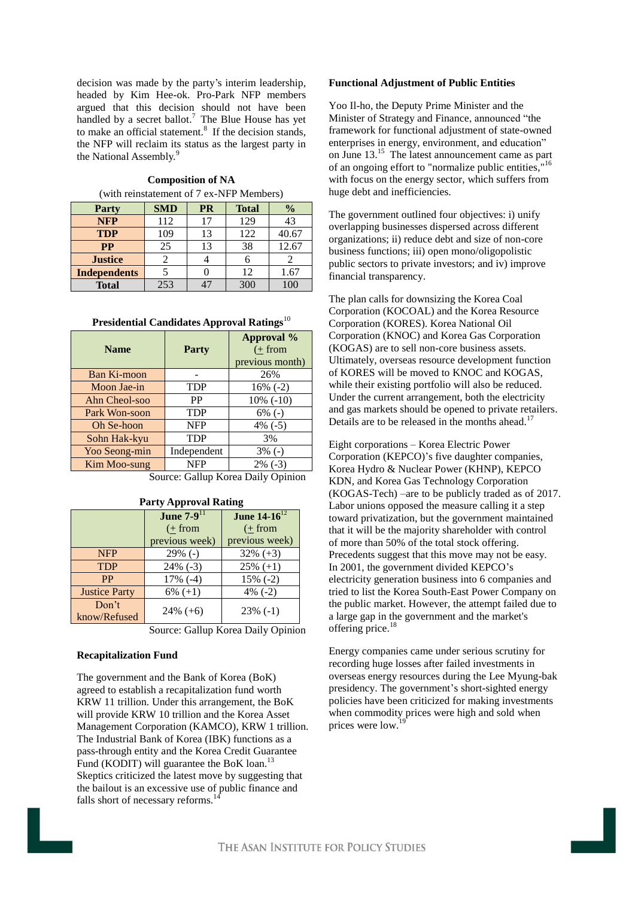decision was made by the party's interim leadership, headed by Kim Hee-ok. Pro-Park NFP members argued that this decision should not have been handled by a secret ballot.[7] The Blue House has yet to make an official statement.[8] If the decision stands, the NFP will reclaim its status as the largest party in the National Assembly.[9]

**Composition of NA**
(with reinstatement of 7 ex-NFP Members)

| Party | SMD | PR | Total | % |
|---|---|---|---|---|
| **NFP** | 112 | 17 | 129 | 43 |
| **TDP** | 109 | 13 | 122 | 40.67 |
| **PP** | 25 | 13 | 38 | 12.67 |
| **Justice** | 2 | 4 | 6 | 2 |
| **Independents** | 5 | 0 | 12 | 1.67 |
| **Total** | 253 | 47 | 300 | 100 |

**Presidential Candidates Approval Ratings**[10]

| Name | Party | Approval % (± from previous month) |
|---|---|---|
| Ban Ki-moon | - | 26% |
| Moon Jae-in | TDP | 16% (-2) |
| Ahn Cheol-soo | PP | 10% (-10) |
| Park Won-soon | TDP | 6% (-) |
| Oh Se-hoon | NFP | 4% (-5) |
| Sohn Hak-kyu | TDP | 3% |
| Yoo Seong-min | Independent | 3% (-) |
| Kim Moo-sung | NFP | 2% (-3) |

Source: Gallup Korea Daily Opinion

**Party Approval Rating**

| | June 7-9[11] (± from previous week) | June 14-16[12] (± from previous week) |
|---|---|---|
| NFP | 29% (-) | 32% (+3) |
| TDP | 24% (-3) | 25% (+1) |
| PP | 17% (-4) | 15% (-2) |
| Justice Party | 6% (+1) | 4% (-2) |
| Don't know/Refused | 24% (+6) | 23% (-1) |

Source: Gallup Korea Daily Opinion

**Recapitalization Fund**

The government and the Bank of Korea (BoK) agreed to establish a recapitalization fund worth KRW 11 trillion. Under this arrangement, the BoK will provide KRW 10 trillion and the Korea Asset Management Corporation (KAMCO), KRW 1 trillion. The Industrial Bank of Korea (IBK) functions as a pass-through entity and the Korea Credit Guarantee Fund (KODIT) will guarantee the BoK loan.[13] Skeptics criticized the latest move by suggesting that the bailout is an excessive use of public finance and falls short of necessary reforms.[14]

**Functional Adjustment of Public Entities**

Yoo Il-ho, the Deputy Prime Minister and the Minister of Strategy and Finance, announced "the framework for functional adjustment of state-owned enterprises in energy, environment, and education" on June 13.[15] The latest announcement came as part of an ongoing effort to "normalize public entities,"[16] with focus on the energy sector, which suffers from huge debt and inefficiencies.

The government outlined four objectives: i) unify overlapping businesses dispersed across different organizations; ii) reduce debt and size of non-core business functions; iii) open mono/oligopolistic public sectors to private investors; and iv) improve financial transparency.

The plan calls for downsizing the Korea Coal Corporation (KOCOAL) and the Korea Resource Corporation (KORES). Korea National Oil Corporation (KNOC) and Korea Gas Corporation (KOGAS) are to sell non-core business assets. Ultimately, overseas resource development function of KORES will be moved to KNOC and KOGAS, while their existing portfolio will also be reduced. Under the current arrangement, both the electricity and gas markets should be opened to private retailers. Details are to be released in the months ahead.[17]

Eight corporations – Korea Electric Power Corporation (KEPCO)'s five daughter companies, Korea Hydro & Nuclear Power (KHNP), KEPCO KDN, and Korea Gas Technology Corporation (KOGAS-Tech) –are to be publicly traded as of 2017. Labor unions opposed the measure calling it a step toward privatization, but the government maintained that it will be the majority shareholder with control of more than 50% of the total stock offering. Precedents suggest that this move may not be easy. In 2001, the government divided KEPCO's electricity generation business into 6 companies and tried to list the Korea South-East Power Company on the public market. However, the attempt failed due to a large gap in the government and the market's offering price.[18]

Energy companies came under serious scrutiny for recording huge losses after failed investments in overseas energy resources during the Lee Myung-bak presidency. The government's short-sighted energy policies have been criticized for making investments when commodity prices were high and sold when prices were low.[19]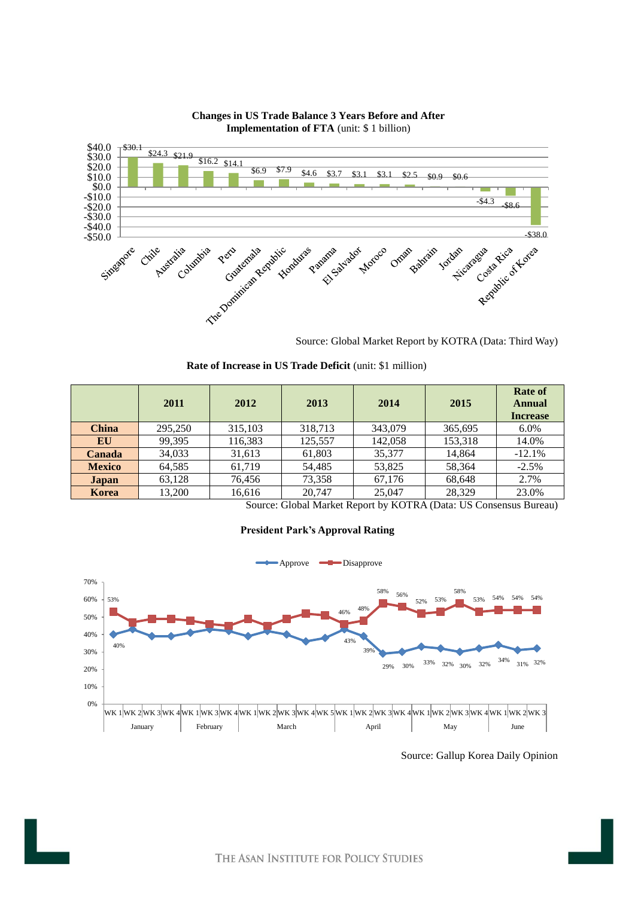**Changes in US Trade Balance 3 Years Before and After Implementation of FTA** (unit: $ 1 billion)

| Country | Change |
|---|---|
| Singapore | $30.1 |
| Chile | $24.3 |
| Australia | $21.9 |
| Columbia | $16.2 |
| Peru | $14.1 |
| Guatemala | $6.9 |
| The Dominican Republic | $7.9 |
| Honduras | $4.6 |
| Panama | $3.7 |
| El Salvador | $3.1 |
| Moroco | $3.1 |
| Oman | $2.5 |
| Bahrain | $0.9 |
| Jordan | $0.6 |
| Nicaragua | -$4.3 |
| Costa Rica | -$8.6 |
| Republic of Korea | -$38.0 |

Source: Global Market Report by KOTRA (Data: Third Way)

**Rate of Increase in US Trade Deficit** (unit: $1 million)

| | 2011 | 2012 | 2013 | 2014 | 2015 | Rate of Annual Increase |
|---|---|---|---|---|---|---|
| **China** | 295,250 | 315,103 | 318,713 | 343,079 | 365,695 | 6.0% |
| **EU** | 99,395 | 116,383 | 125,557 | 142,058 | 153,318 | 14.0% |
| **Canada** | 34,033 | 31,613 | 61,803 | 35,377 | 14,864 | -12.1% |
| **Mexico** | 64,585 | 61,719 | 54,485 | 53,825 | 58,364 | -2.5% |
| **Japan** | 63,128 | 76,456 | 73,358 | 67,176 | 68,648 | 2.7% |
| **Korea** | 13,200 | 16,616 | 20,747 | 25,047 | 28,329 | 23.0% |

Source: Global Market Report by KOTRA (Data: US Consensus Bureau)

**President Park's Approval Rating**

| Month | Week | Approve | Disapprove |
|---|---|---|---|
| January | WK 1 | 40% | 53% |
| | WK 2 | | |
| | WK 3 | | |
| | WK 4 | | |
| February | WK 1 | | |
| | WK 3 | | |
| | WK 4 | | |
| March | WK 1 | | |
| | WK 2 | | |
| | WK 3 | | |
| | WK 4 | | |
| | WK 5 | | |
| April | WK 1 | 43% | 46% |
| | WK 2 | 39% | 48% |
| | WK 3 | 29% | 58% |
| | WK 4 | 30% | 56% |
| May | WK 1 | 33% | 52% |
| | WK 2 | 32% | 53% |
| | WK 3 | 30% | 58% |
| | WK 4 | 32% | 53% |
| June | WK 1 | 34% | 54% |
| | WK 2 | 31% | 54% |
| | WK 3 | 32% | 54% |

Source: Gallup Korea Daily Opinion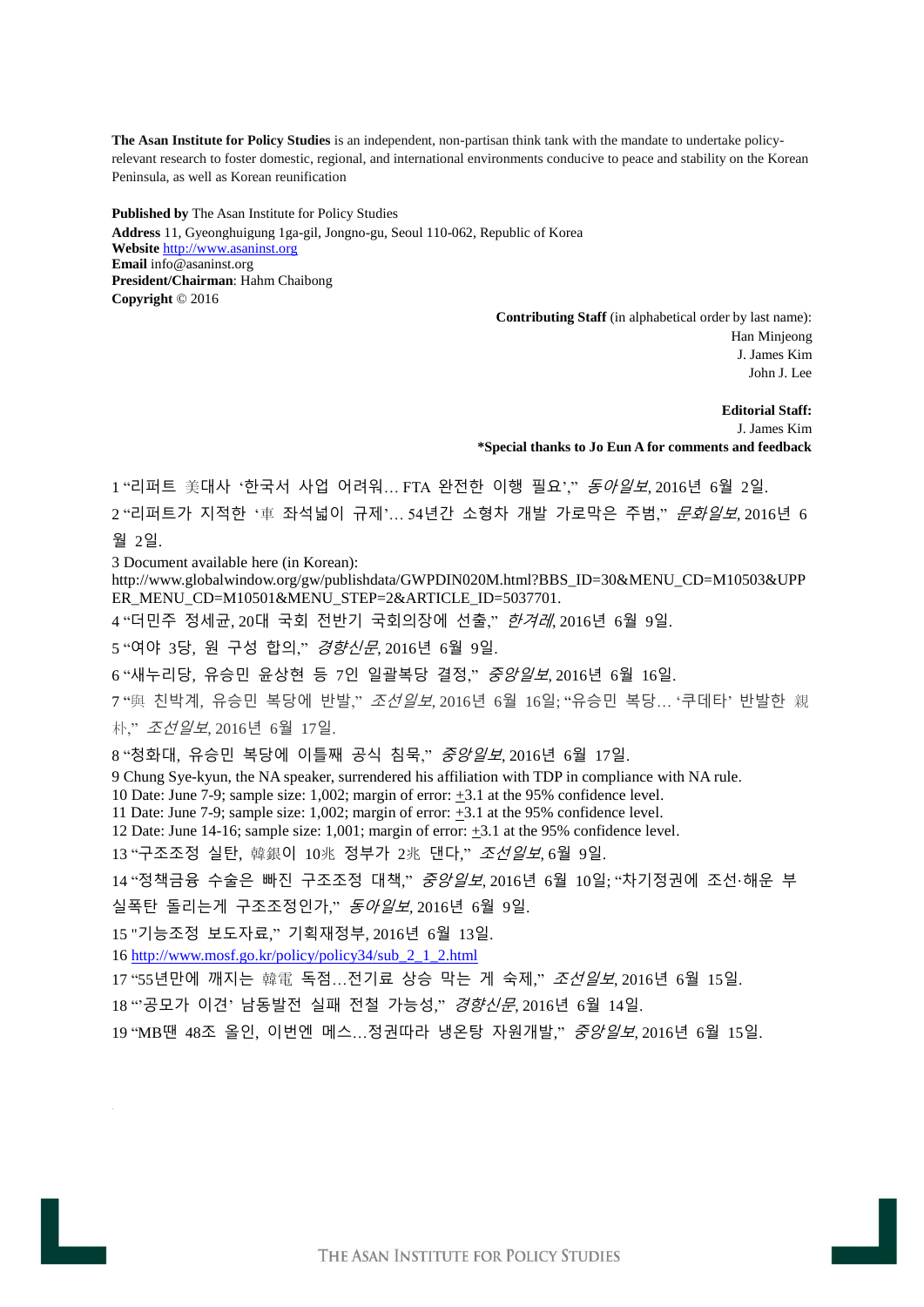**The Asan Institute for Policy Studies** is an independent, non-partisan think tank with the mandate to undertake policy-relevant research to foster domestic, regional, and international environments conducive to peace and stability on the Korean Peninsula, as well as Korean reunification

**Published by** The Asan Institute for Policy Studies
**Address** 11, Gyeonghuigung 1ga-gil, Jongno-gu, Seoul 110-062, Republic of Korea
**Website** http://www.asaninst.org
**Email** info@asaninst.org
**President/Chairman**: Hahm Chaibong
**Copyright** © 2016

**Contributing Staff** (in alphabetical order by last name):
Han Minjeong
J. James Kim
John J. Lee

**Editorial Staff:**
J. James Kim
**\*Special thanks to Jo Eun A for comments and feedback**

1 "리퍼트 美대사 '한국서 사업 어려워… FTA 완전한 이행 필요'," *동아일보*, 2016년 6월 2일.
2 "리퍼트가 지적한 '車 좌석넓이 규제'… 54년간 소형차 개발 가로막은 주범," *문화일보*, 2016년 6월 2일.
3 Document available here (in Korean): http://www.globalwindow.org/gw/publishdata/GWPDIN020M.html?BBS_ID=30&MENU_CD=M10503&UPPER_MENU_CD=M10501&MENU_STEP=2&ARTICLE_ID=5037701.
4 "더민주 정세균, 20대 국회 전반기 국회의장에 선출," *한겨레*, 2016년 6월 9일.
5 "여야 3당, 원 구성 합의," *경향신문*, 2016년 6월 9일.
6 "새누리당, 유승민 윤상현 등 7인 일괄복당 결정," *중앙일보*, 2016년 6월 16일.
7 "與 친박계, 유승민 복당에 반발," *조선일보*, 2016년 6월 16일; "유승민 복당… '쿠데타' 반발한 親朴," *조선일보*, 2016년 6월 17일.
8 "청화대, 유승민 복당에 이틀째 공식 침묵," *중앙일보*, 2016년 6월 17일.
9 Chung Sye-kyun, the NA speaker, surrendered his affiliation with TDP in compliance with NA rule.
10 Date: June 7-9; sample size: 1,002; margin of error: +3.1 at the 95% confidence level.
11 Date: June 7-9; sample size: 1,002; margin of error: +3.1 at the 95% confidence level.
12 Date: June 14-16; sample size: 1,001; margin of error: +3.1 at the 95% confidence level.
13 "구조조정 실탄, 韓銀이 10兆 정부가 2兆 댄다," *조선일보*, 6월 9일.
14 "정책금융 수술은 빠진 구조조정 대책," *중앙일보*, 2016년 6월 10일; "차기정권에 조선·해운 부실폭탄 돌리는게 구조조정인가," *동아일보*, 2016년 6월 9일.
15 "기능조정 보도자료," 기획재정부, 2016년 6월 13일.
16 http://www.mosf.go.kr/policy/policy34/sub_2_1_2.html
17 "55년만에 깨지는 韓電 독점…전기료 상승 막는 게 숙제," *조선일보*, 2016년 6월 15일.
18 "'공모가 이견' 남동발전 실패 전철 가능성," *경향신문*, 2016년 6월 14일.
19 "MB땐 48조 올인, 이번엔 메스…정권따라 냉온탕 자원개발," *중앙일보*, 2016년 6월 15일.